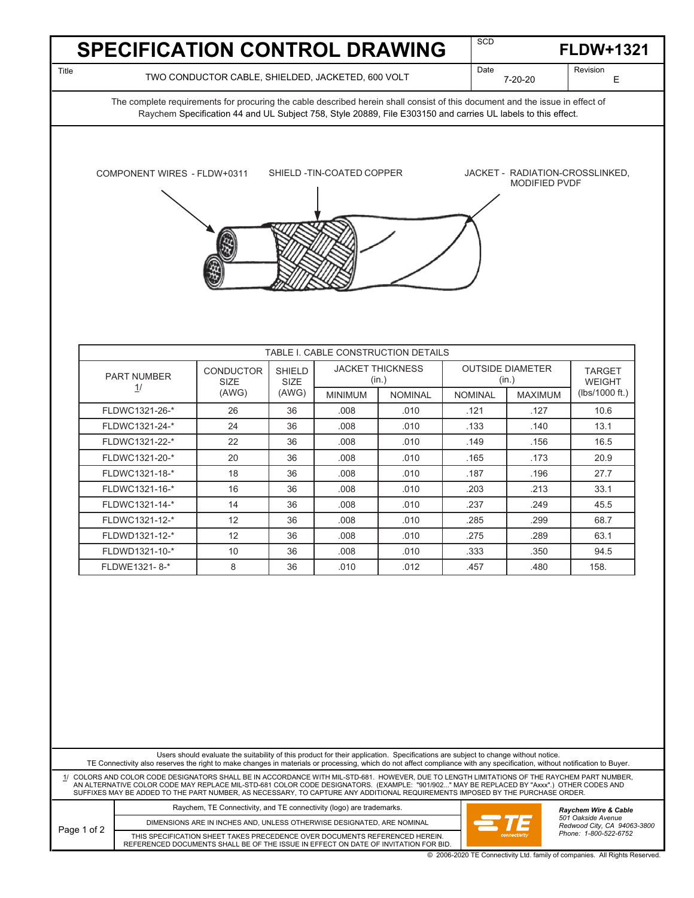# SPECIFICATION CONTROL DRAWING

SCD **FLDW+1321**

Title: TWO CONDUCTOR CABLE, SHIELDED, JACKETED, 600 VOLT

Date: 7-20-20

Revision: E

The complete requirements for procuring the cable described herein shall consist of this document and the issue in effect of Raychem Specification 44 and UL Subject 758, Style 20889, File E303150 and carries UL labels to this effect.

COMPONENT WIRES - FLDW+0311

SHIELD -TIN-COATED COPPER

JACKET - RADIATION-CROSSLINKED, MODIFIED PVDF

TABLE I. CABLE CONSTRUCTION DETAILS

| PART NUMBER 1/ | CONDUCTOR SIZE (AWG) | SHIELD SIZE (AWG) | JACKET THICKNESS (in.) | | OUTSIDE DIAMETER (in.) | | TARGET WEIGHT (lbs/1000 ft.) |
|---|---|---|---|---|---|---|---|
| | | | MINIMUM | NOMINAL | NOMINAL | MAXIMUM | |
| FLDWC1321-26-* | 26 | 36 | .008 | .010 | .121 | .127 | 10.6 |
| FLDWC1321-24-* | 24 | 36 | .008 | .010 | .133 | .140 | 13.1 |
| FLDWC1321-22-* | 22 | 36 | .008 | .010 | .149 | .156 | 16.5 |
| FLDWC1321-20-* | 20 | 36 | .008 | .010 | .165 | .173 | 20.9 |
| FLDWC1321-18-* | 18 | 36 | .008 | .010 | .187 | .196 | 27.7 |
| FLDWC1321-16-* | 16 | 36 | .008 | .010 | .203 | .213 | 33.1 |
| FLDWC1321-14-* | 14 | 36 | .008 | .010 | .237 | .249 | 45.5 |
| FLDWC1321-12-* | 12 | 36 | .008 | .010 | .285 | .299 | 68.7 |
| FLDWD1321-12-* | 12 | 36 | .008 | .010 | .275 | .289 | 63.1 |
| FLDWD1321-10-* | 10 | 36 | .008 | .010 | .333 | .350 | 94.5 |
| FLDWE1321- 8-* | 8 | 36 | .010 | .012 | .457 | .480 | 158. |

Users should evaluate the suitability of this product for their application. Specifications are subject to change without notice.
TE Connectivity also reserves the right to make changes in materials or processing, which do not affect compliance with any specification, without notification to Buyer.

1/ COLORS AND COLOR CODE DESIGNATORS SHALL BE IN ACCORDANCE WITH MIL-STD-681. HOWEVER, DUE TO LENGTH LIMITATIONS OF THE RAYCHEM PART NUMBER, AN ALTERNATIVE COLOR CODE MAY REPLACE MIL-STD-681 COLOR CODE DESIGNATORS. (EXAMPLE: "901/902..." MAY BE REPLACED BY "Axxx".) OTHER CODES AND SUFFIXES MAY BE ADDED TO THE PART NUMBER, AS NECESSARY, TO CAPTURE ANY ADDITIONAL REQUIREMENTS IMPOSED BY THE PURCHASE ORDER.

Raychem, TE Connectivity, and TE connectivity (logo) are trademarks.

DIMENSIONS ARE IN INCHES AND, UNLESS OTHERWISE DESIGNATED, ARE NOMINAL

THIS SPECIFICATION SHEET TAKES PRECEDENCE OVER DOCUMENTS REFERENCED HEREIN. REFERENCED DOCUMENTS SHALL BE OF THE ISSUE IN EFFECT ON DATE OF INVITATION FOR BID.

*Raychem Wire & Cable*
*501 Oakside Avenue*
*Redwood City, CA 94063-3800*
*Phone: 1-800-522-6752*

© 2006-2020 TE Connectivity Ltd. family of companies. All Rights Reserved.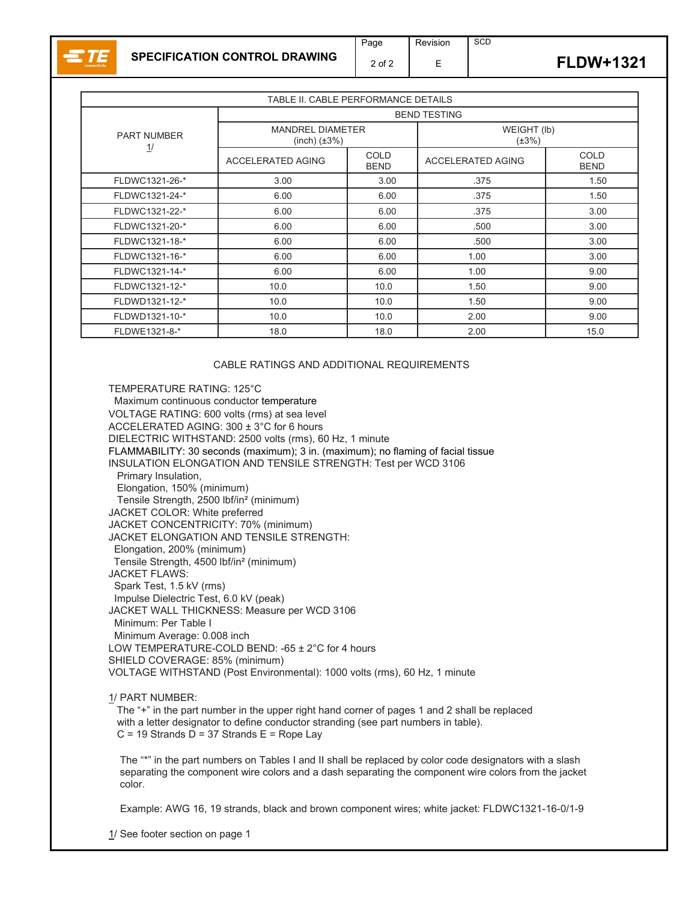**SPECIFICATION CONTROL DRAWING** — SCD **FLDW+1321**, Revision E

| TABLE II. CABLE PERFORMANCE DETAILS | | | | |
|---|---|---|---|---|
| PART NUMBER 1/ | BEND TESTING | | | |
| | MANDREL DIAMETER (inch) (±3%) | | WEIGHT (lb) (±3%) | |
| | ACCELERATED AGING | COLD BEND | ACCELERATED AGING | COLD BEND |
| FLDWC1321-26-* | 3.00 | 3.00 | .375 | 1.50 |
| FLDWC1321-24-* | 6.00 | 6.00 | .375 | 1.50 |
| FLDWC1321-22-* | 6.00 | 6.00 | .375 | 3.00 |
| FLDWC1321-20-* | 6.00 | 6.00 | .500 | 3.00 |
| FLDWC1321-18-* | 6.00 | 6.00 | .500 | 3.00 |
| FLDWC1321-16-* | 6.00 | 6.00 | 1.00 | 3.00 |
| FLDWC1321-14-* | 6.00 | 6.00 | 1.00 | 9.00 |
| FLDWC1321-12-* | 10.0 | 10.0 | 1.50 | 9.00 |
| FLDWD1321-12-* | 10.0 | 10.0 | 1.50 | 9.00 |
| FLDWD1321-10-* | 10.0 | 10.0 | 2.00 | 9.00 |
| FLDWE1321-8-* | 18.0 | 18.0 | 2.00 | 15.0 |

CABLE RATINGS AND ADDITIONAL REQUIREMENTS

TEMPERATURE RATING: 125°C
  Maximum continuous conductor temperature
VOLTAGE RATING: 600 volts (rms) at sea level
ACCELERATED AGING: 300 ± 3°C for 6 hours
DIELECTRIC WITHSTAND: 2500 volts (rms), 60 Hz, 1 minute
FLAMMABILITY: 30 seconds (maximum); 3 in. (maximum); no flaming of facial tissue
INSULATION ELONGATION AND TENSILE STRENGTH: Test per WCD 3106
  Primary Insulation,
  Elongation, 150% (minimum)
  Tensile Strength, 2500 lbf/in² (minimum)
JACKET COLOR: White preferred
JACKET CONCENTRICITY: 70% (minimum)
JACKET ELONGATION AND TENSILE STRENGTH:
  Elongation, 200% (minimum)
  Tensile Strength, 4500 lbf/in² (minimum)
JACKET FLAWS:
  Spark Test, 1.5 kV (rms)
  Impulse Dielectric Test, 6.0 kV (peak)
JACKET WALL THICKNESS: Measure per WCD 3106
  Minimum: Per Table I
  Minimum Average: 0.008 inch
LOW TEMPERATURE-COLD BEND: -65 ± 2°C for 4 hours
SHIELD COVERAGE: 85% (minimum)
VOLTAGE WITHSTAND (Post Environmental): 1000 volts (rms), 60 Hz, 1 minute

1/ PART NUMBER:
  The "+" in the part number in the upper right hand corner of pages 1 and 2 shall be replaced with a letter designator to define conductor stranding (see part numbers in table).
  C = 19 Strands D = 37 Strands E = Rope Lay

  The "*" in the part numbers on Tables I and II shall be replaced by color code designators with a slash separating the component wire colors and a dash separating the component wire colors from the jacket color.

  Example: AWG 16, 19 strands, black and brown component wires; white jacket: FLDWC1321-16-0/1-9

1/ See footer section on page 1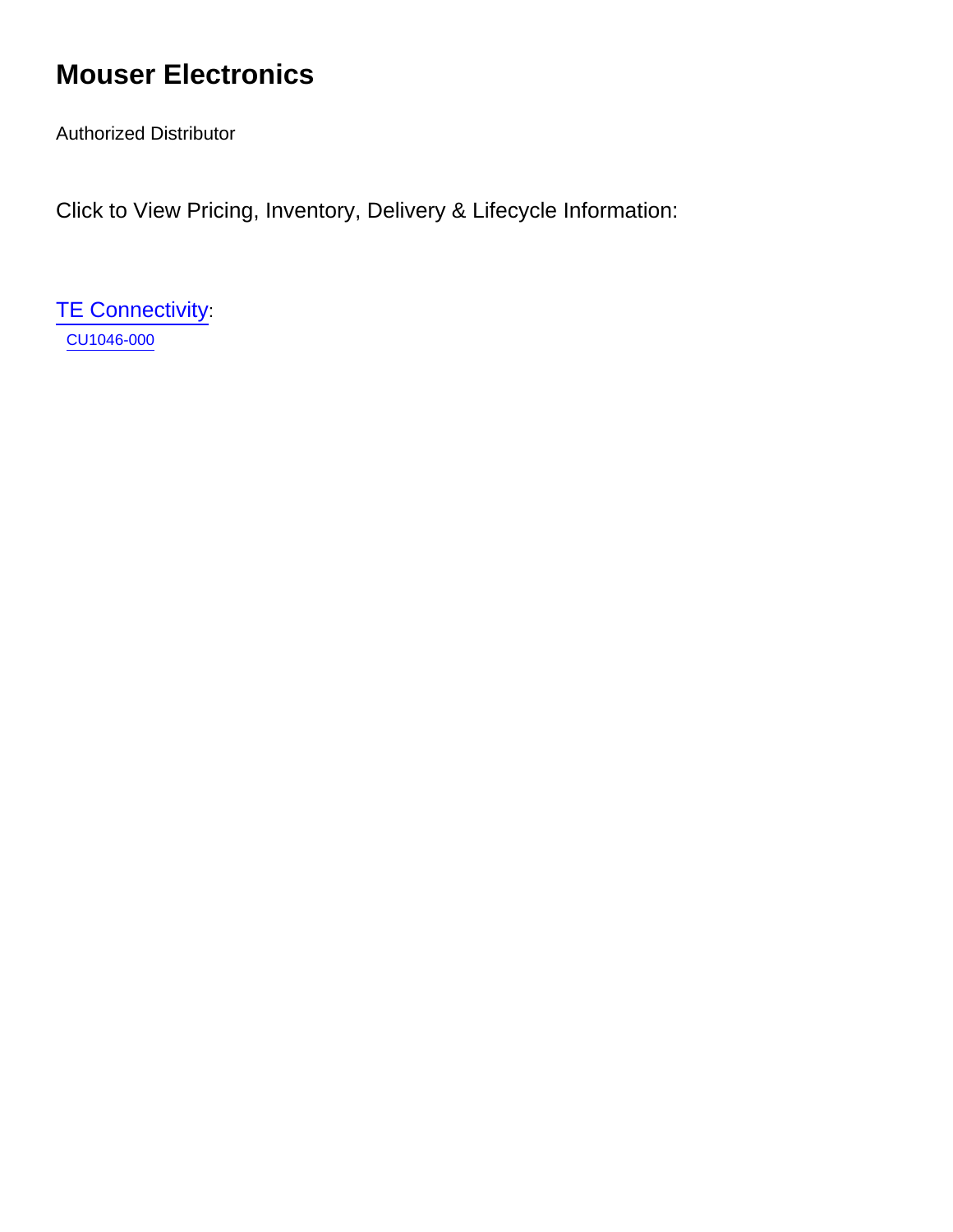# Mouser Electronics

Authorized Distributor

Click to View Pricing, Inventory, Delivery & Lifecycle Information:

TE Connectivity:

CU1046-000